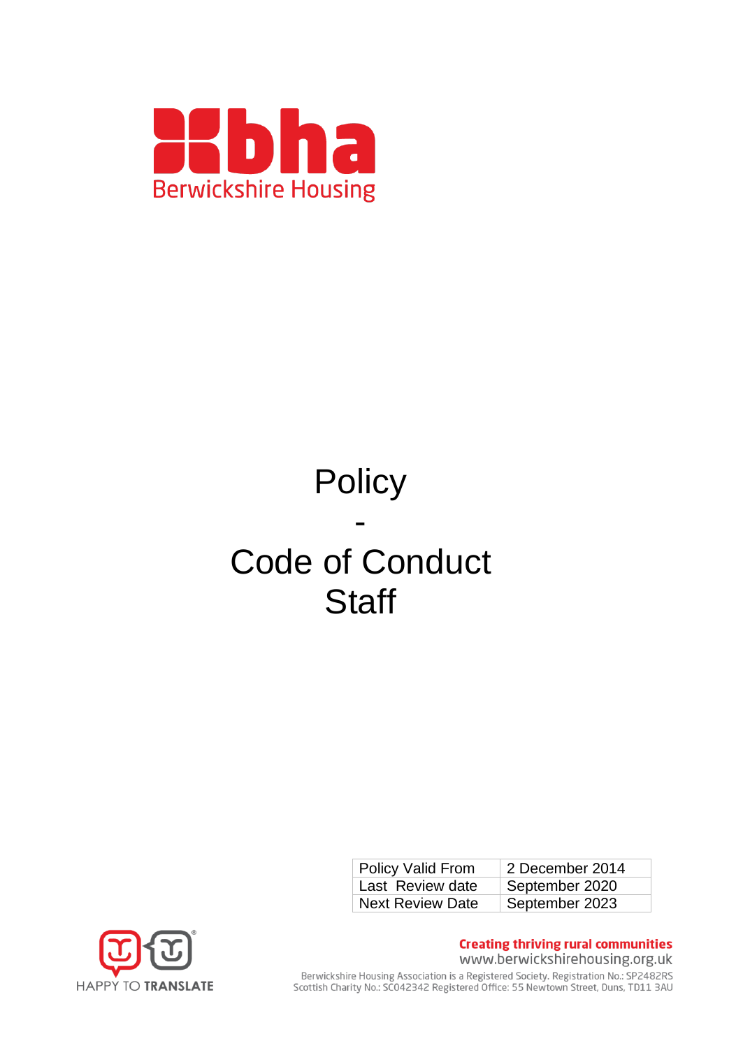bha
Berwickshire Housing

# Policy
# -
# Code of Conduct
# Staff

| Policy Valid From | 2 December 2014 |
|---|---|
| Last Review date | September 2020 |
| Next Review Date | September 2023 |

HAPPY TO TRANSLATE

**Creating thriving rural communities**
www.berwickshirehousing.org.uk

Berwickshire Housing Association is a Registered Society. Registration No.: SP2482RS
Scottish Charity No.: SC042342 Registered Office: 55 Newtown Street, Duns, TD11 3AU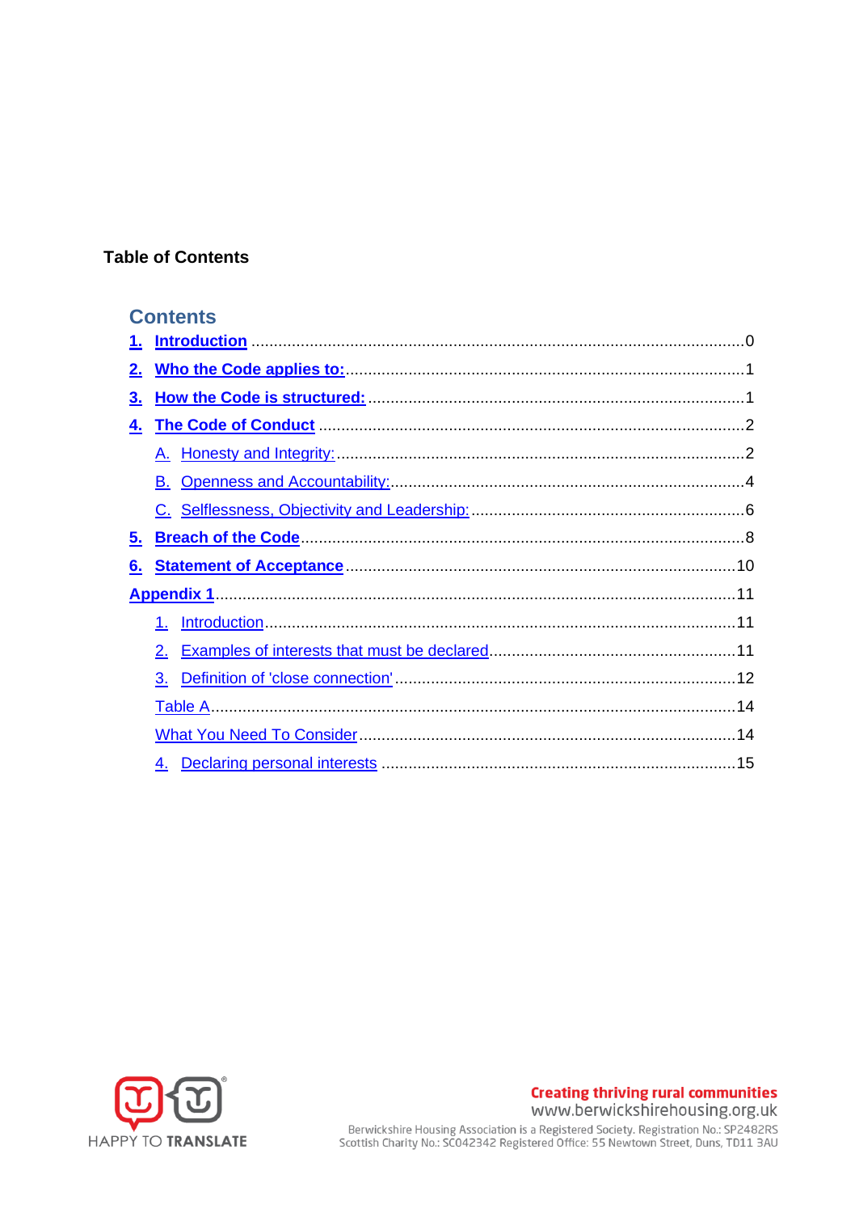**Table of Contents**

## Contents

1. Introduction ..... 0
2. Who the Code applies to: ..... 1
3. How the Code is structured: ..... 1
4. The Code of Conduct ..... 2
    - A. Honesty and Integrity: ..... 2
    - B. Openness and Accountability: ..... 4
    - C. Selflessness, Objectivity and Leadership: ..... 6
5. Breach of the Code ..... 8
6. Statement of Acceptance ..... 10

Appendix 1 ..... 11

1. Introduction ..... 11
2. Examples of interests that must be declared ..... 11
3. Definition of 'close connection' ..... 12

Table A ..... 14

What You Need To Consider ..... 14

4. Declaring personal interests ..... 15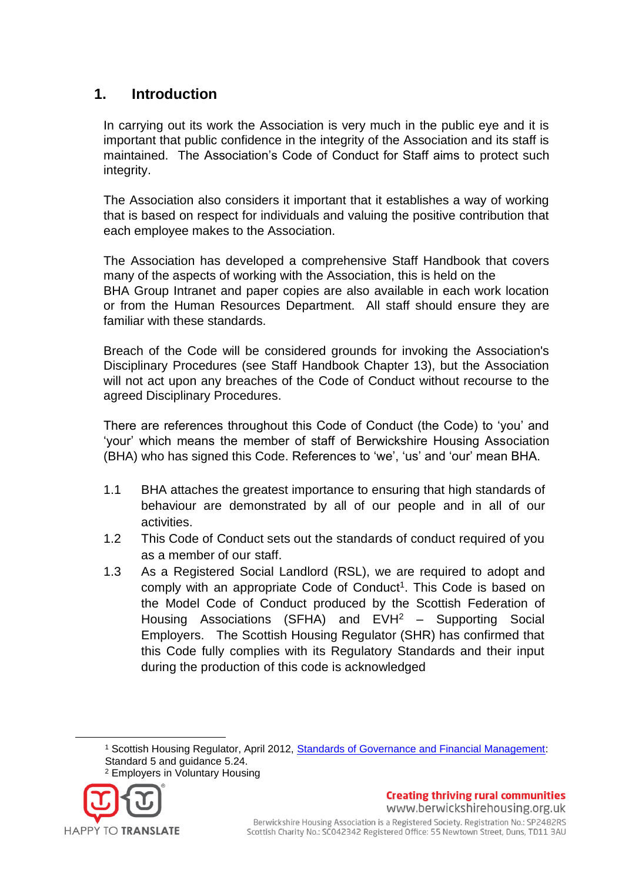## 1. Introduction

In carrying out its work the Association is very much in the public eye and it is important that public confidence in the integrity of the Association and its staff is maintained. The Association's Code of Conduct for Staff aims to protect such integrity.

The Association also considers it important that it establishes a way of working that is based on respect for individuals and valuing the positive contribution that each employee makes to the Association.

The Association has developed a comprehensive Staff Handbook that covers many of the aspects of working with the Association, this is held on the BHA Group Intranet and paper copies are also available in each work location or from the Human Resources Department. All staff should ensure they are familiar with these standards.

Breach of the Code will be considered grounds for invoking the Association's Disciplinary Procedures (see Staff Handbook Chapter 13), but the Association will not act upon any breaches of the Code of Conduct without recourse to the agreed Disciplinary Procedures.

There are references throughout this Code of Conduct (the Code) to 'you' and 'your' which means the member of staff of Berwickshire Housing Association (BHA) who has signed this Code. References to 'we', 'us' and 'our' mean BHA.

1.1 BHA attaches the greatest importance to ensuring that high standards of behaviour are demonstrated by all of our people and in all of our activities.

1.2 This Code of Conduct sets out the standards of conduct required of you as a member of our staff.

1.3 As a Registered Social Landlord (RSL), we are required to adopt and comply with an appropriate Code of Conduct[1]. This Code is based on the Model Code of Conduct produced by the Scottish Federation of Housing Associations (SFHA) and EVH[2] – Supporting Social Employers. The Scottish Housing Regulator (SHR) has confirmed that this Code fully complies with its Regulatory Standards and their input during the production of this code is acknowledged

---

[1] Scottish Housing Regulator, April 2012, Standards of Governance and Financial Management: Standard 5 and guidance 5.24.

[2] Employers in Voluntary Housing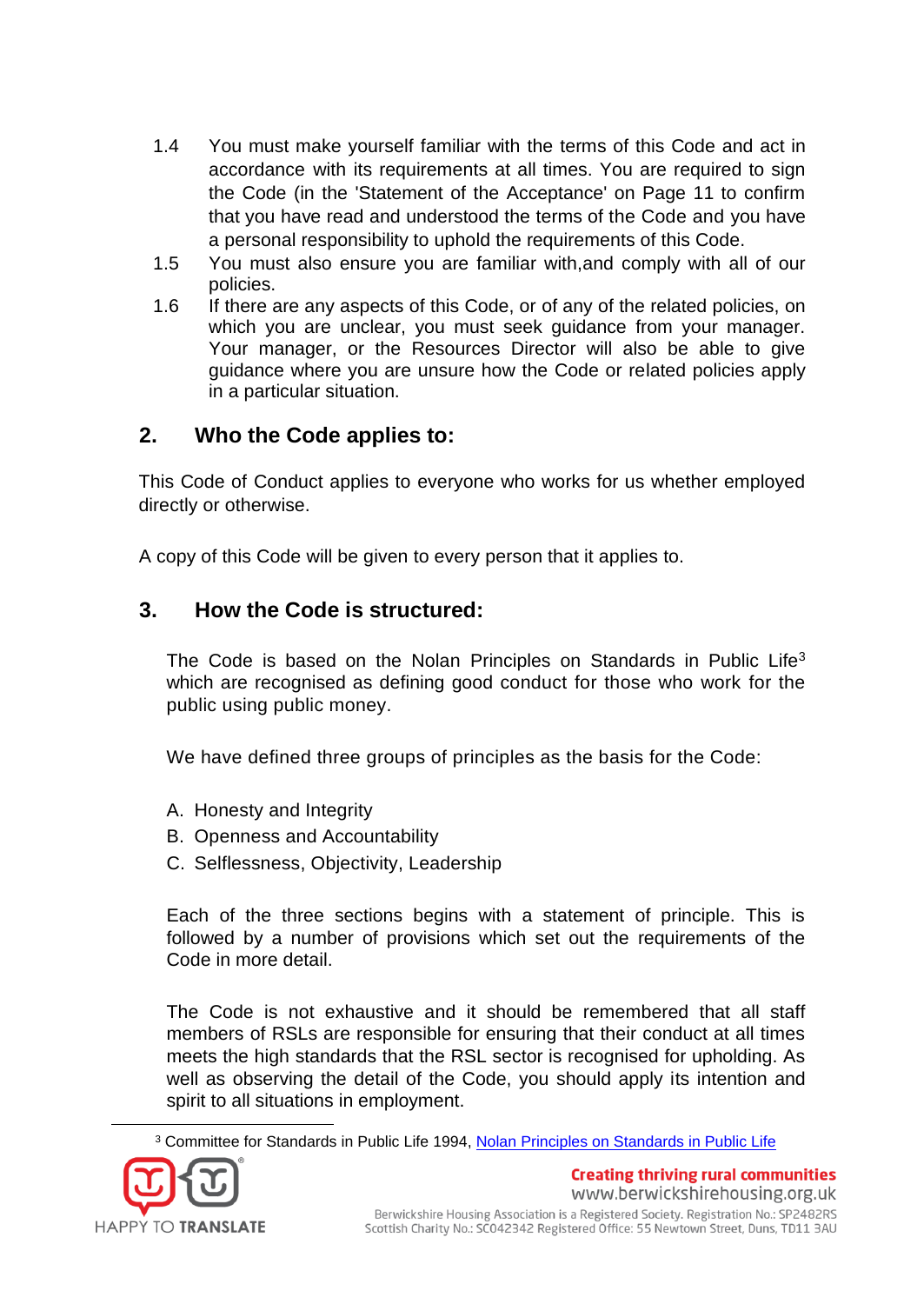1.4 You must make yourself familiar with the terms of this Code and act in accordance with its requirements at all times. You are required to sign the Code (in the 'Statement of the Acceptance' on Page 11 to confirm that you have read and understood the terms of the Code and you have a personal responsibility to uphold the requirements of this Code.

1.5 You must also ensure you are familiar with,and comply with all of our policies.

1.6 If there are any aspects of this Code, or of any of the related policies, on which you are unclear, you must seek guidance from your manager. Your manager, or the Resources Director will also be able to give guidance where you are unsure how the Code or related policies apply in a particular situation.

## 2. Who the Code applies to:

This Code of Conduct applies to everyone who works for us whether employed directly or otherwise.

A copy of this Code will be given to every person that it applies to.

## 3. How the Code is structured:

The Code is based on the Nolan Principles on Standards in Public Life[3] which are recognised as defining good conduct for those who work for the public using public money.

We have defined three groups of principles as the basis for the Code:

A. Honesty and Integrity
B. Openness and Accountability
C. Selflessness, Objectivity, Leadership

Each of the three sections begins with a statement of principle. This is followed by a number of provisions which set out the requirements of the Code in more detail.

The Code is not exhaustive and it should be remembered that all staff members of RSLs are responsible for ensuring that their conduct at all times meets the high standards that the RSL sector is recognised for upholding. As well as observing the detail of the Code, you should apply its intention and spirit to all situations in employment.

[3] Committee for Standards in Public Life 1994, Nolan Principles on Standards in Public Life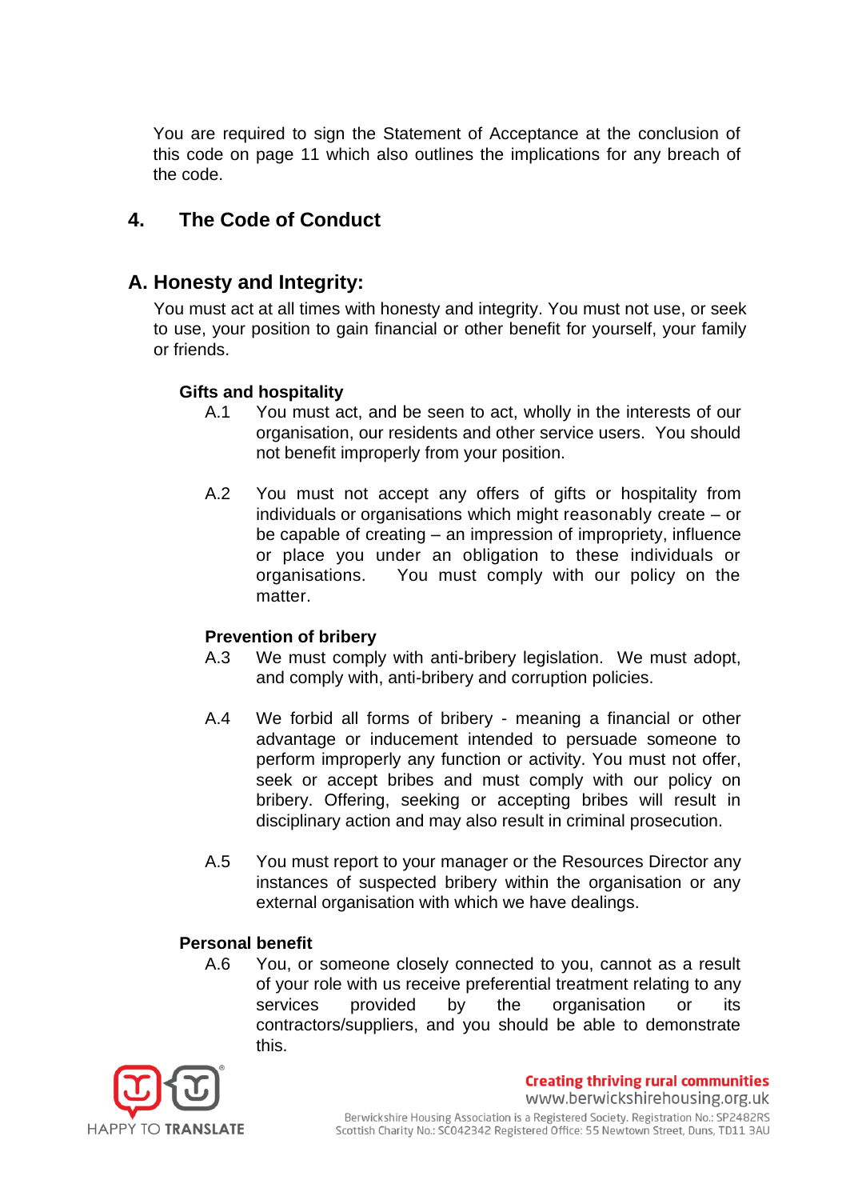You are required to sign the Statement of Acceptance at the conclusion of this code on page 11 which also outlines the implications for any breach of the code.

## 4. The Code of Conduct

### A. Honesty and Integrity:

You must act at all times with honesty and integrity. You must not use, or seek to use, your position to gain financial or other benefit for yourself, your family or friends.

**Gifts and hospitality**

A.1 You must act, and be seen to act, wholly in the interests of our organisation, our residents and other service users. You should not benefit improperly from your position.

A.2 You must not accept any offers of gifts or hospitality from individuals or organisations which might reasonably create – or be capable of creating – an impression of impropriety, influence or place you under an obligation to these individuals or organisations. You must comply with our policy on the matter.

**Prevention of bribery**

A.3 We must comply with anti-bribery legislation. We must adopt, and comply with, anti-bribery and corruption policies.

A.4 We forbid all forms of bribery - meaning a financial or other advantage or inducement intended to persuade someone to perform improperly any function or activity. You must not offer, seek or accept bribes and must comply with our policy on bribery. Offering, seeking or accepting bribes will result in disciplinary action and may also result in criminal prosecution.

A.5 You must report to your manager or the Resources Director any instances of suspected bribery within the organisation or any external organisation with which we have dealings.

**Personal benefit**

A.6 You, or someone closely connected to you, cannot as a result of your role with us receive preferential treatment relating to any services provided by the organisation or its contractors/suppliers, and you should be able to demonstrate this.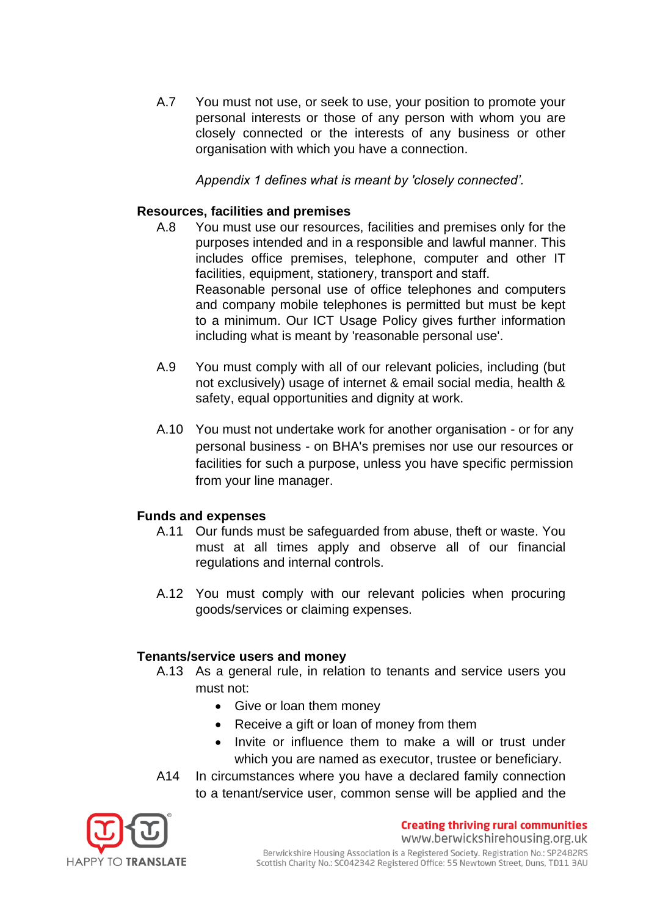A.7 You must not use, or seek to use, your position to promote your personal interests or those of any person with whom you are closely connected or the interests of any business or other organisation with which you have a connection.

*Appendix 1 defines what is meant by 'closely connected'.*

**Resources, facilities and premises**

A.8 You must use our resources, facilities and premises only for the purposes intended and in a responsible and lawful manner. This includes office premises, telephone, computer and other IT facilities, equipment, stationery, transport and staff.
Reasonable personal use of office telephones and computers and company mobile telephones is permitted but must be kept to a minimum. Our ICT Usage Policy gives further information including what is meant by 'reasonable personal use'.

A.9 You must comply with all of our relevant policies, including (but not exclusively) usage of internet & email social media, health & safety, equal opportunities and dignity at work.

A.10 You must not undertake work for another organisation - or for any personal business - on BHA's premises nor use our resources or facilities for such a purpose, unless you have specific permission from your line manager.

**Funds and expenses**

A.11 Our funds must be safeguarded from abuse, theft or waste. You must at all times apply and observe all of our financial regulations and internal controls.

A.12 You must comply with our relevant policies when procuring goods/services or claiming expenses.

**Tenants/service users and money**

A.13 As a general rule, in relation to tenants and service users you must not:

- Give or loan them money
- Receive a gift or loan of money from them
- Invite or influence them to make a will or trust under which you are named as executor, trustee or beneficiary.

A14 In circumstances where you have a declared family connection to a tenant/service user, common sense will be applied and the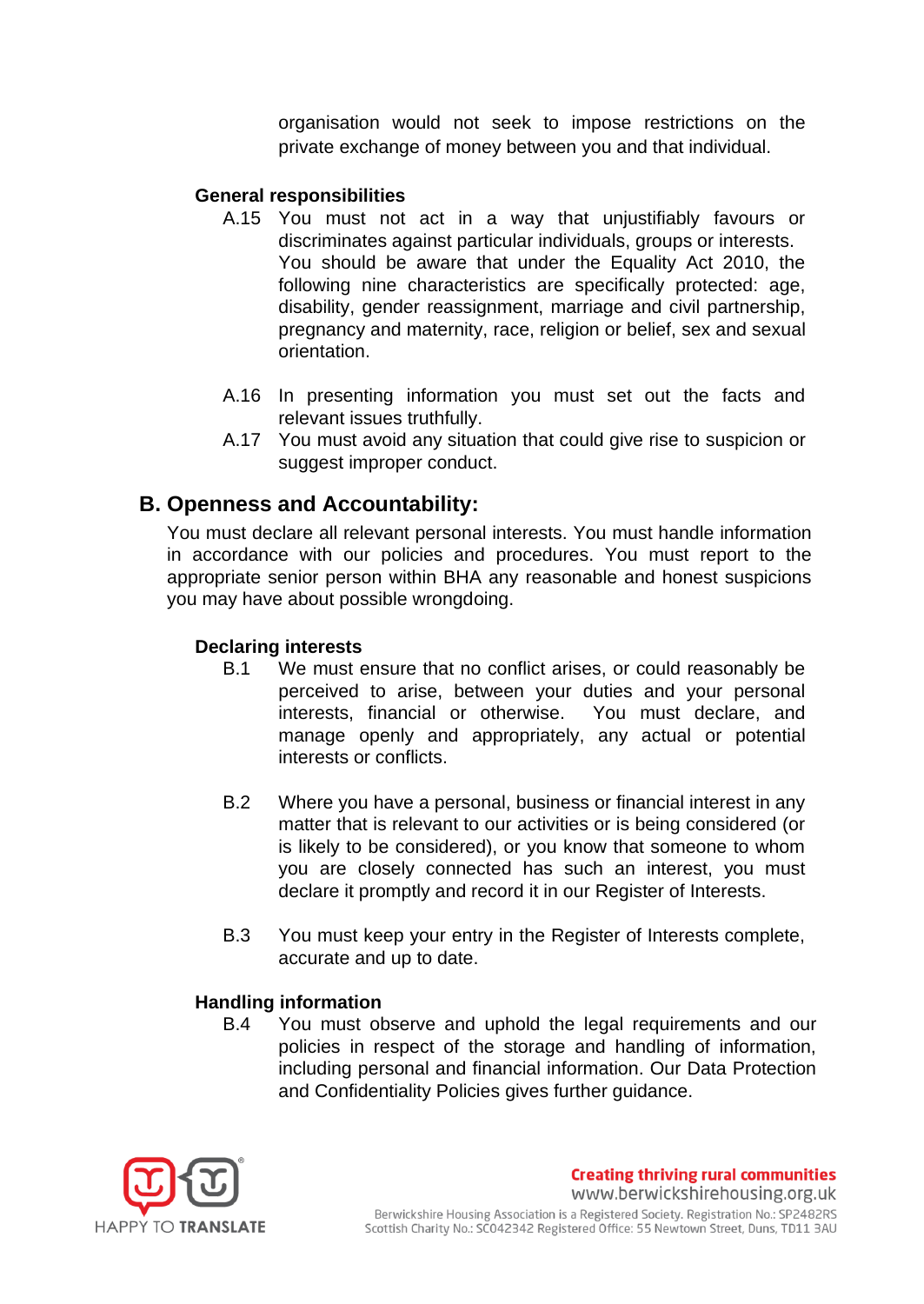organisation would not seek to impose restrictions on the private exchange of money between you and that individual.

### General responsibilities

A.15 You must not act in a way that unjustifiably favours or discriminates against particular individuals, groups or interests. You should be aware that under the Equality Act 2010, the following nine characteristics are specifically protected: age, disability, gender reassignment, marriage and civil partnership, pregnancy and maternity, race, religion or belief, sex and sexual orientation.

A.16 In presenting information you must set out the facts and relevant issues truthfully.

A.17 You must avoid any situation that could give rise to suspicion or suggest improper conduct.

## B. Openness and Accountability:

You must declare all relevant personal interests. You must handle information in accordance with our policies and procedures. You must report to the appropriate senior person within BHA any reasonable and honest suspicions you may have about possible wrongdoing.

### Declaring interests

B.1 We must ensure that no conflict arises, or could reasonably be perceived to arise, between your duties and your personal interests, financial or otherwise. You must declare, and manage openly and appropriately, any actual or potential interests or conflicts.

B.2 Where you have a personal, business or financial interest in any matter that is relevant to our activities or is being considered (or is likely to be considered), or you know that someone to whom you are closely connected has such an interest, you must declare it promptly and record it in our Register of Interests.

B.3 You must keep your entry in the Register of Interests complete, accurate and up to date.

### Handling information

B.4 You must observe and uphold the legal requirements and our policies in respect of the storage and handling of information, including personal and financial information. Our Data Protection and Confidentiality Policies gives further guidance.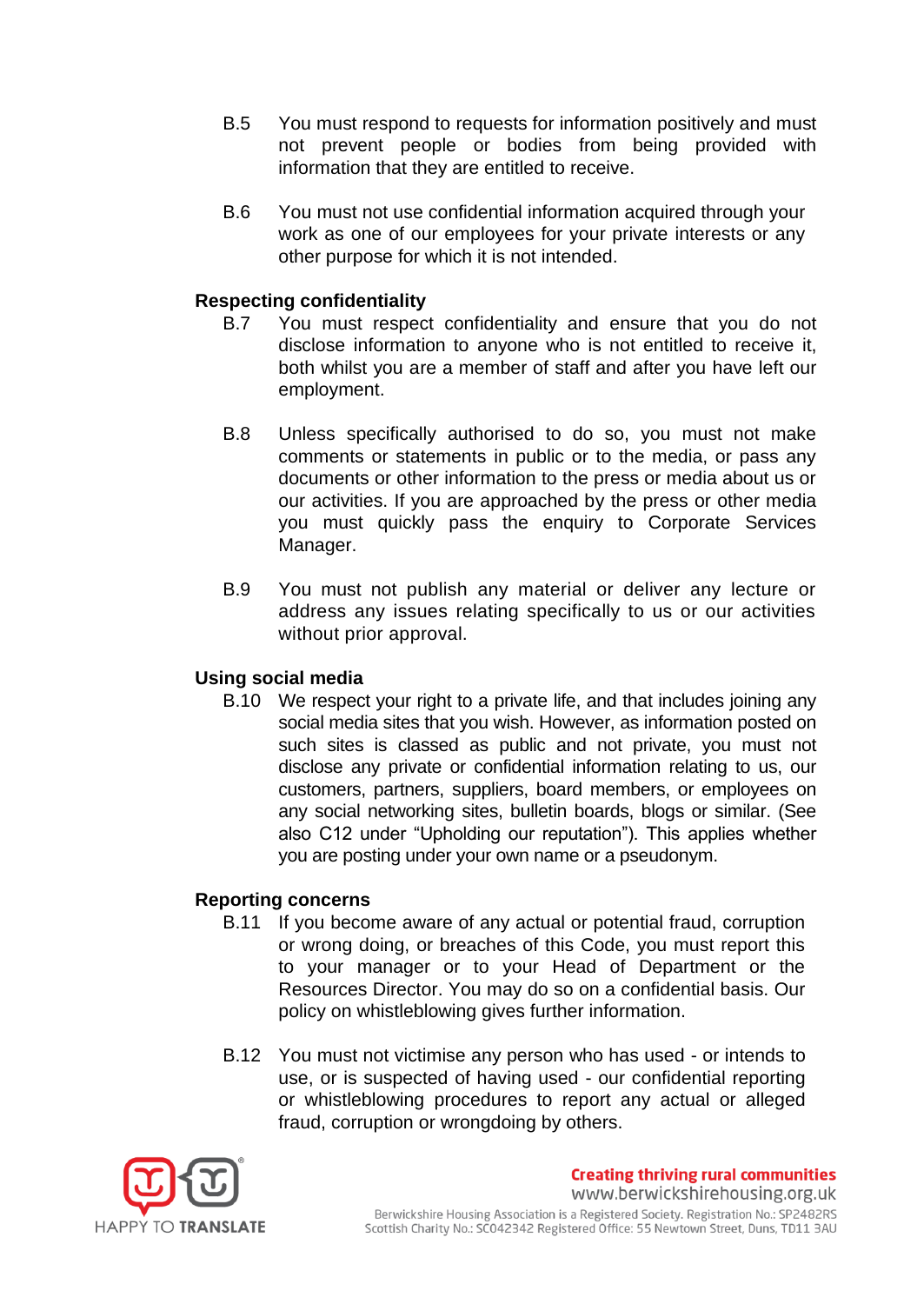B.5 You must respond to requests for information positively and must not prevent people or bodies from being provided with information that they are entitled to receive.

B.6 You must not use confidential information acquired through your work as one of our employees for your private interests or any other purpose for which it is not intended.

**Respecting confidentiality**

B.7 You must respect confidentiality and ensure that you do not disclose information to anyone who is not entitled to receive it, both whilst you are a member of staff and after you have left our employment.

B.8 Unless specifically authorised to do so, you must not make comments or statements in public or to the media, or pass any documents or other information to the press or media about us or our activities. If you are approached by the press or other media you must quickly pass the enquiry to Corporate Services Manager.

B.9 You must not publish any material or deliver any lecture or address any issues relating specifically to us or our activities without prior approval.

**Using social media**

B.10 We respect your right to a private life, and that includes joining any social media sites that you wish. However, as information posted on such sites is classed as public and not private, you must not disclose any private or confidential information relating to us, our customers, partners, suppliers, board members, or employees on any social networking sites, bulletin boards, blogs or similar. (See also C12 under "Upholding our reputation"). This applies whether you are posting under your own name or a pseudonym.

**Reporting concerns**

B.11 If you become aware of any actual or potential fraud, corruption or wrong doing, or breaches of this Code, you must report this to your manager or to your Head of Department or the Resources Director. You may do so on a confidential basis. Our policy on whistleblowing gives further information.

B.12 You must not victimise any person who has used - or intends to use, or is suspected of having used - our confidential reporting or whistleblowing procedures to report any actual or alleged fraud, corruption or wrongdoing by others.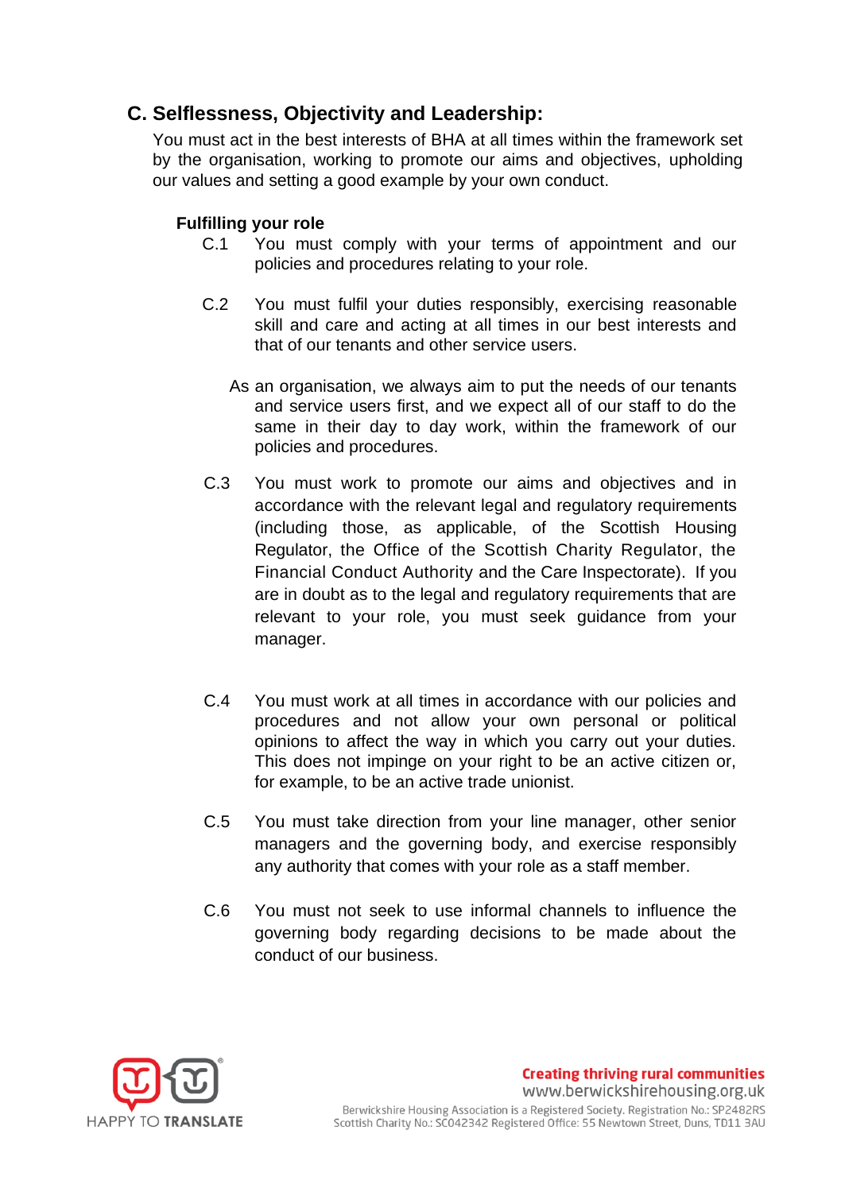## C. Selflessness, Objectivity and Leadership:

You must act in the best interests of BHA at all times within the framework set by the organisation, working to promote our aims and objectives, upholding our values and setting a good example by your own conduct.

### Fulfilling your role

C.1 You must comply with your terms of appointment and our policies and procedures relating to your role.

C.2 You must fulfil your duties responsibly, exercising reasonable skill and care and acting at all times in our best interests and that of our tenants and other service users.

As an organisation, we always aim to put the needs of our tenants and service users first, and we expect all of our staff to do the same in their day to day work, within the framework of our policies and procedures.

C.3 You must work to promote our aims and objectives and in accordance with the relevant legal and regulatory requirements (including those, as applicable, of the Scottish Housing Regulator, the Office of the Scottish Charity Regulator, the Financial Conduct Authority and the Care Inspectorate). If you are in doubt as to the legal and regulatory requirements that are relevant to your role, you must seek guidance from your manager.

C.4 You must work at all times in accordance with our policies and procedures and not allow your own personal or political opinions to affect the way in which you carry out your duties. This does not impinge on your right to be an active citizen or, for example, to be an active trade unionist.

C.5 You must take direction from your line manager, other senior managers and the governing body, and exercise responsibly any authority that comes with your role as a staff member.

C.6 You must not seek to use informal channels to influence the governing body regarding decisions to be made about the conduct of our business.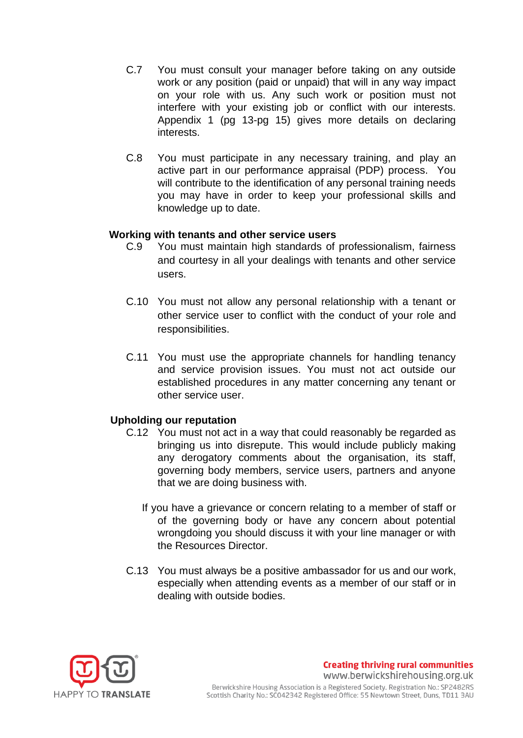C.7 You must consult your manager before taking on any outside work or any position (paid or unpaid) that will in any way impact on your role with us. Any such work or position must not interfere with your existing job or conflict with our interests. Appendix 1 (pg 13-pg 15) gives more details on declaring interests.

C.8 You must participate in any necessary training, and play an active part in our performance appraisal (PDP) process. You will contribute to the identification of any personal training needs you may have in order to keep your professional skills and knowledge up to date.

**Working with tenants and other service users**

C.9 You must maintain high standards of professionalism, fairness and courtesy in all your dealings with tenants and other service users.

C.10 You must not allow any personal relationship with a tenant or other service user to conflict with the conduct of your role and responsibilities.

C.11 You must use the appropriate channels for handling tenancy and service provision issues. You must not act outside our established procedures in any matter concerning any tenant or other service user.

**Upholding our reputation**

C.12 You must not act in a way that could reasonably be regarded as bringing us into disrepute. This would include publicly making any derogatory comments about the organisation, its staff, governing body members, service users, partners and anyone that we are doing business with.

If you have a grievance or concern relating to a member of staff or of the governing body or have any concern about potential wrongdoing you should discuss it with your line manager or with the Resources Director.

C.13 You must always be a positive ambassador for us and our work, especially when attending events as a member of our staff or in dealing with outside bodies.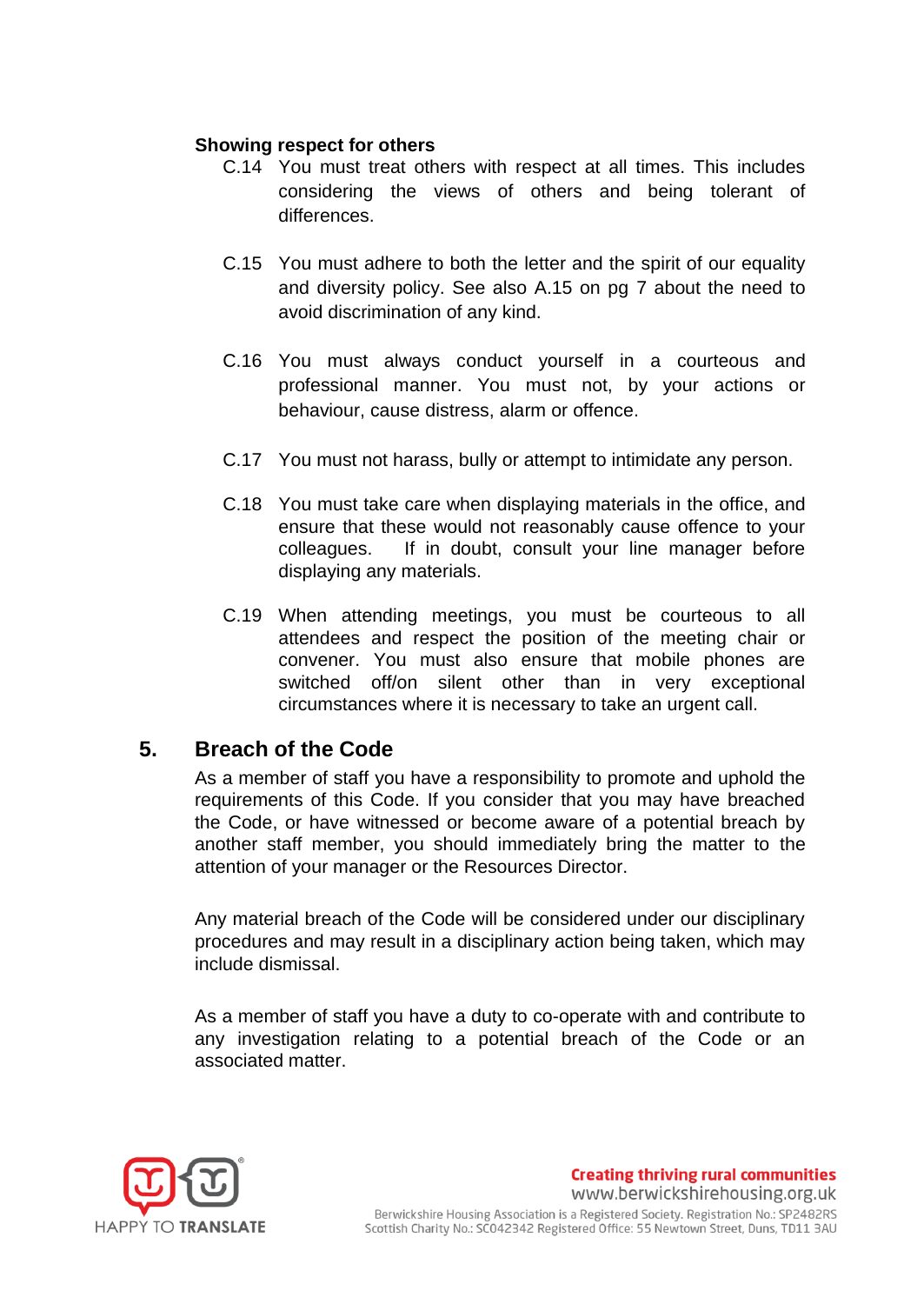**Showing respect for others**

C.14 You must treat others with respect at all times. This includes considering the views of others and being tolerant of differences.

C.15 You must adhere to both the letter and the spirit of our equality and diversity policy. See also A.15 on pg 7 about the need to avoid discrimination of any kind.

C.16 You must always conduct yourself in a courteous and professional manner. You must not, by your actions or behaviour, cause distress, alarm or offence.

C.17 You must not harass, bully or attempt to intimidate any person.

C.18 You must take care when displaying materials in the office, and ensure that these would not reasonably cause offence to your colleagues. If in doubt, consult your line manager before displaying any materials.

C.19 When attending meetings, you must be courteous to all attendees and respect the position of the meeting chair or convener. You must also ensure that mobile phones are switched off/on silent other than in very exceptional circumstances where it is necessary to take an urgent call.

## 5. Breach of the Code

As a member of staff you have a responsibility to promote and uphold the requirements of this Code. If you consider that you may have breached the Code, or have witnessed or become aware of a potential breach by another staff member, you should immediately bring the matter to the attention of your manager or the Resources Director.

Any material breach of the Code will be considered under our disciplinary procedures and may result in a disciplinary action being taken, which may include dismissal.

As a member of staff you have a duty to co-operate with and contribute to any investigation relating to a potential breach of the Code or an associated matter.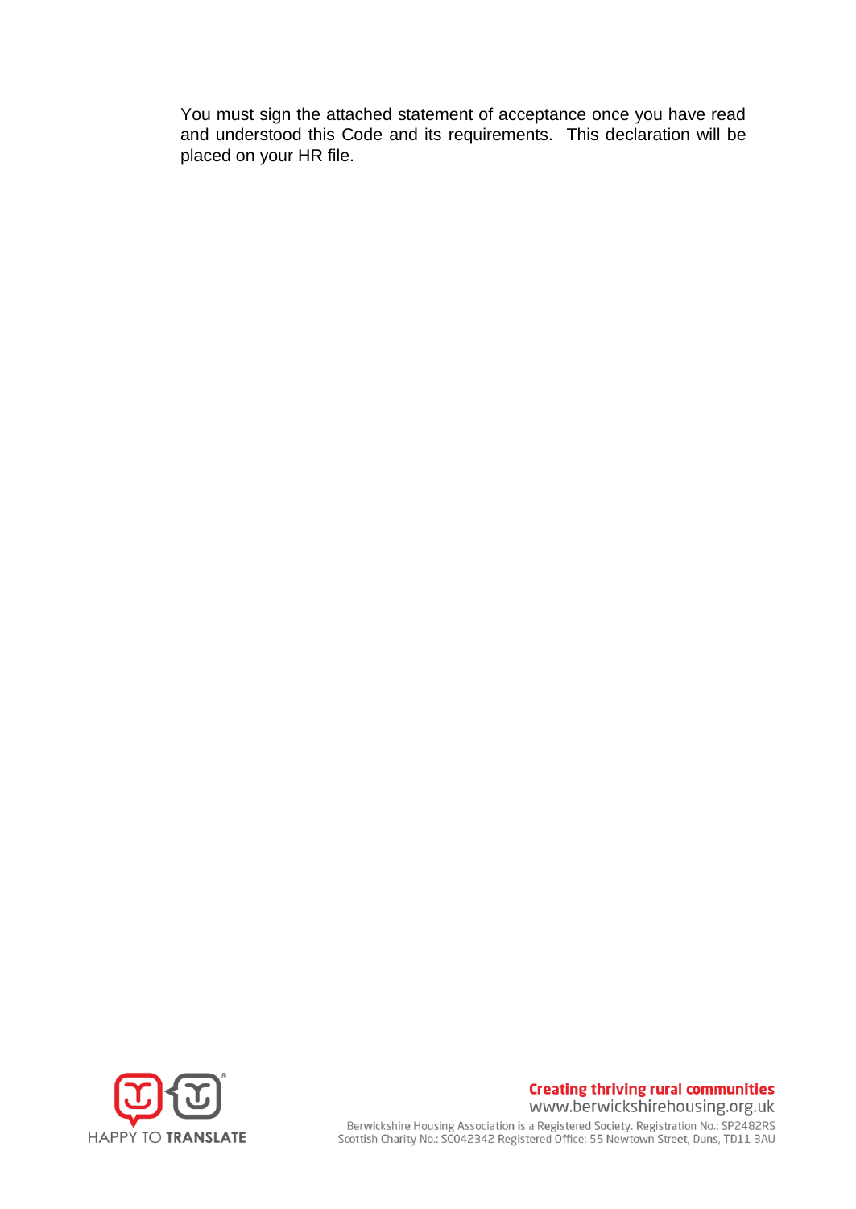You must sign the attached statement of acceptance once you have read and understood this Code and its requirements. This declaration will be placed on your HR file.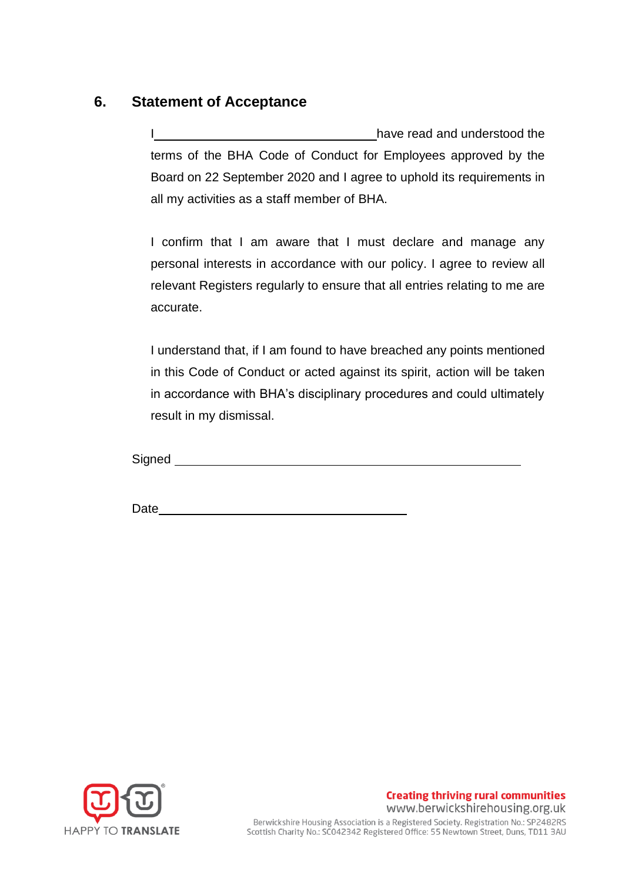## 6. Statement of Acceptance

I \_\_\_\_\_\_\_\_\_\_\_\_\_\_\_\_\_\_\_\_\_\_\_\_\_\_\_\_\_\_\_\_ have read and understood the terms of the BHA Code of Conduct for Employees approved by the Board on 22 September 2020 and I agree to uphold its requirements in all my activities as a staff member of BHA.

I confirm that I am aware that I must declare and manage any personal interests in accordance with our policy. I agree to review all relevant Registers regularly to ensure that all entries relating to me are accurate.

I understand that, if I am found to have breached any points mentioned in this Code of Conduct or acted against its spirit, action will be taken in accordance with BHA's disciplinary procedures and could ultimately result in my dismissal.

Signed \_\_\_\_\_\_\_\_\_\_\_\_\_\_\_\_\_\_\_\_\_\_\_\_\_\_\_\_\_\_\_\_\_\_\_\_\_\_\_\_\_\_\_\_\_\_\_\_

Date \_\_\_\_\_\_\_\_\_\_\_\_\_\_\_\_\_\_\_\_\_\_\_\_\_\_\_\_\_\_\_\_\_\_\_\_

HAPPY TO TRANSLATE

**Creating thriving rural communities**
www.berwickshirehousing.org.uk
Berwickshire Housing Association is a Registered Society. Registration No.: SP2482RS
Scottish Charity No.: SC042342 Registered Office: 55 Newtown Street, Duns, TD11 3AU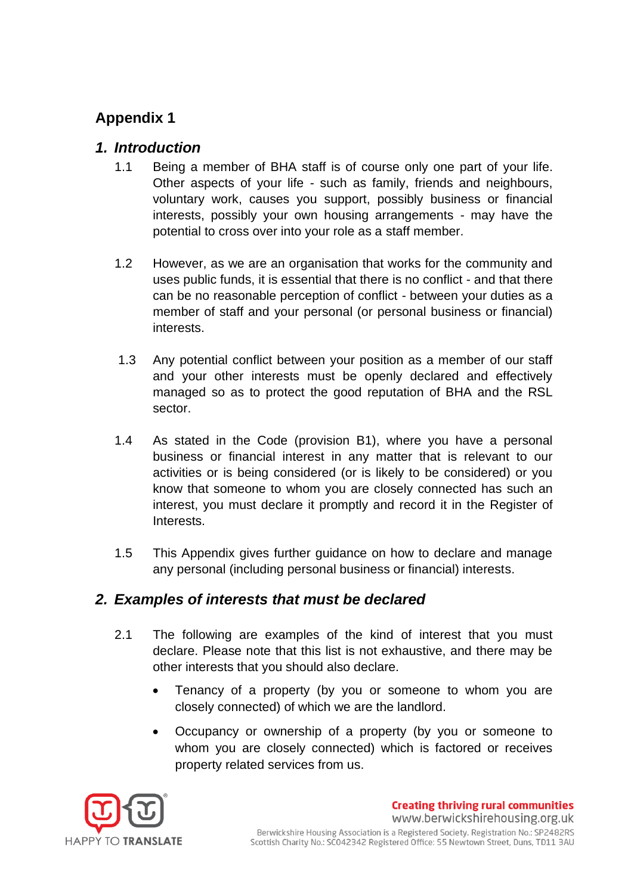## Appendix 1

### 1. Introduction

1.1 Being a member of BHA staff is of course only one part of your life. Other aspects of your life - such as family, friends and neighbours, voluntary work, causes you support, possibly business or financial interests, possibly your own housing arrangements - may have the potential to cross over into your role as a staff member.

1.2 However, as we are an organisation that works for the community and uses public funds, it is essential that there is no conflict - and that there can be no reasonable perception of conflict - between your duties as a member of staff and your personal (or personal business or financial) interests.

1.3 Any potential conflict between your position as a member of our staff and your other interests must be openly declared and effectively managed so as to protect the good reputation of BHA and the RSL sector.

1.4 As stated in the Code (provision B1), where you have a personal business or financial interest in any matter that is relevant to our activities or is being considered (or is likely to be considered) or you know that someone to whom you are closely connected has such an interest, you must declare it promptly and record it in the Register of Interests.

1.5 This Appendix gives further guidance on how to declare and manage any personal (including personal business or financial) interests.

### 2. Examples of interests that must be declared

2.1 The following are examples of the kind of interest that you must declare. Please note that this list is not exhaustive, and there may be other interests that you should also declare.

- Tenancy of a property (by you or someone to whom you are closely connected) of which we are the landlord.
- Occupancy or ownership of a property (by you or someone to whom you are closely connected) which is factored or receives property related services from us.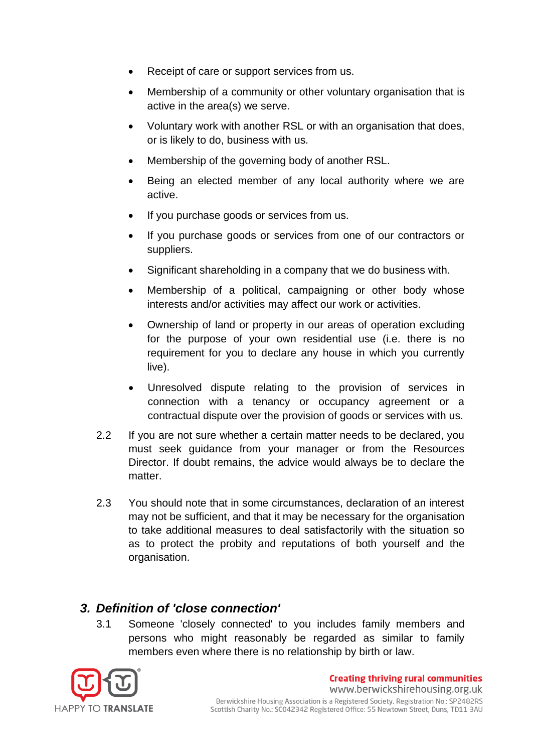- Receipt of care or support services from us.
- Membership of a community or other voluntary organisation that is active in the area(s) we serve.
- Voluntary work with another RSL or with an organisation that does, or is likely to do, business with us.
- Membership of the governing body of another RSL.
- Being an elected member of any local authority where we are active.
- If you purchase goods or services from us.
- If you purchase goods or services from one of our contractors or suppliers.
- Significant shareholding in a company that we do business with.
- Membership of a political, campaigning or other body whose interests and/or activities may affect our work or activities.
- Ownership of land or property in our areas of operation excluding for the purpose of your own residential use (i.e. there is no requirement for you to declare any house in which you currently live).
- Unresolved dispute relating to the provision of services in connection with a tenancy or occupancy agreement or a contractual dispute over the provision of goods or services with us.

2.2 If you are not sure whether a certain matter needs to be declared, you must seek guidance from your manager or from the Resources Director. If doubt remains, the advice would always be to declare the matter.

2.3 You should note that in some circumstances, declaration of an interest may not be sufficient, and that it may be necessary for the organisation to take additional measures to deal satisfactorily with the situation so as to protect the probity and reputations of both yourself and the organisation.

## *3. Definition of 'close connection'*

3.1 Someone 'closely connected' to you includes family members and persons who might reasonably be regarded as similar to family members even where there is no relationship by birth or law.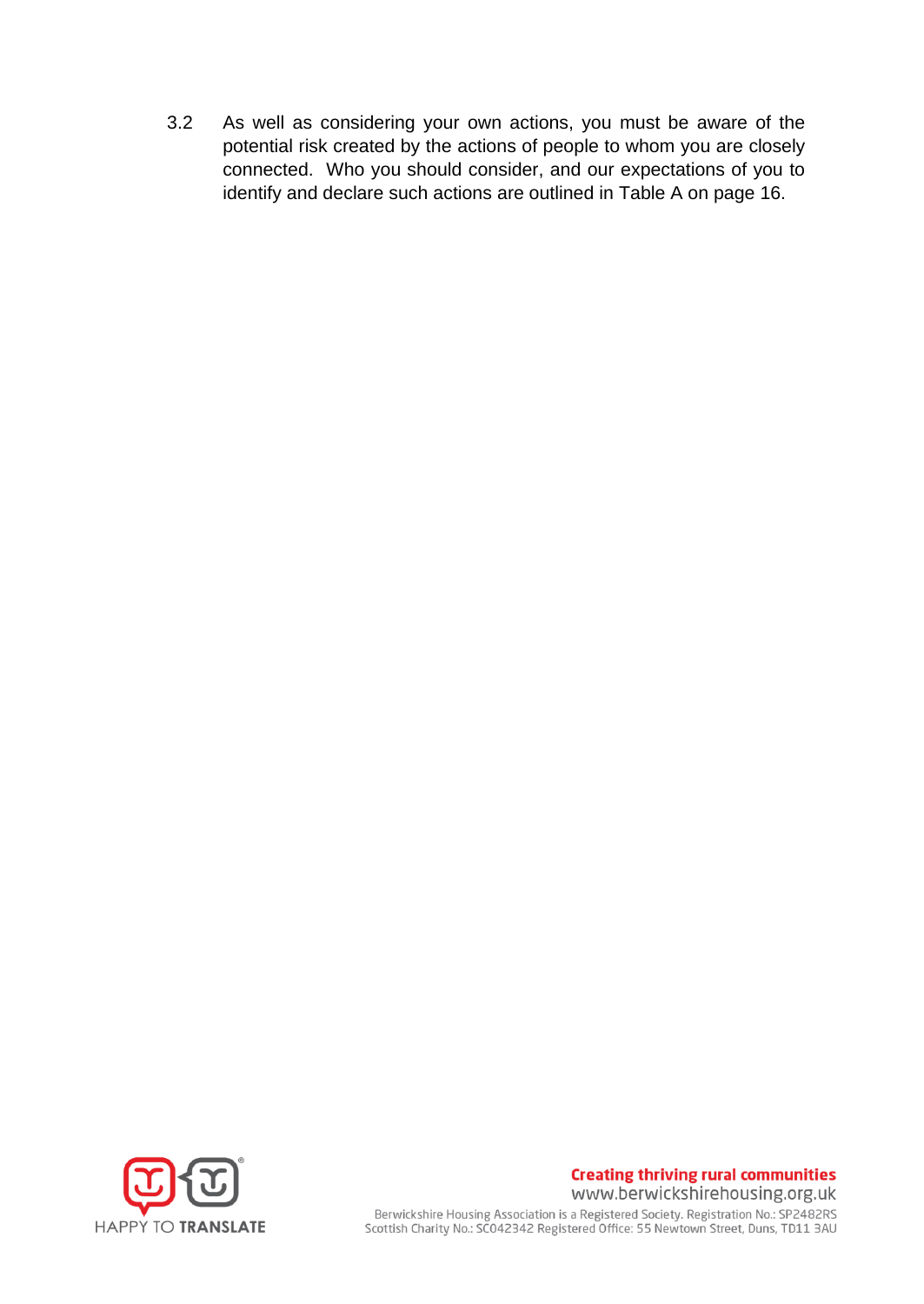3.2 As well as considering your own actions, you must be aware of the potential risk created by the actions of people to whom you are closely connected. Who you should consider, and our expectations of you to identify and declare such actions are outlined in Table A on page 16.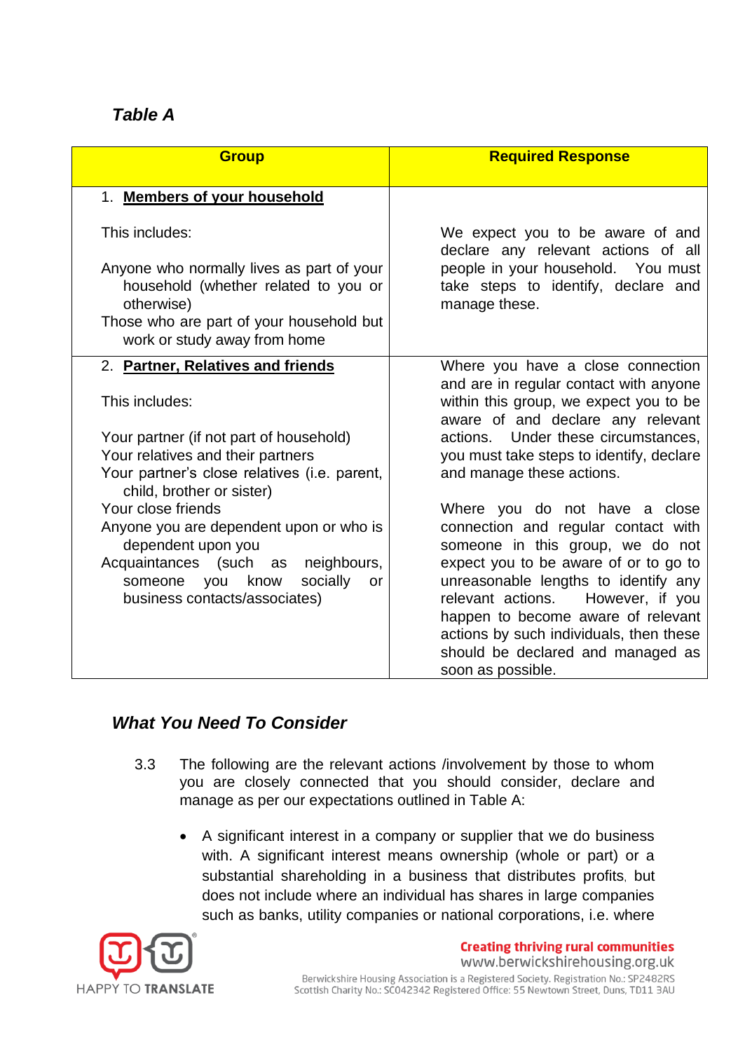***Table A***

| Group | Required Response |
|---|---|
| 1. **Members of your household**<br><br>This includes:<br><br>Anyone who normally lives as part of your household (whether related to you or otherwise)<br>Those who are part of your household but work or study away from home | We expect you to be aware of and declare any relevant actions of all people in your household. You must take steps to identify, declare and manage these. |
| 2. **Partner, Relatives and friends**<br><br>This includes:<br><br>Your partner (if not part of household)<br>Your relatives and their partners<br>Your partner's close relatives (i.e. parent, child, brother or sister)<br>Your close friends<br>Anyone you are dependent upon or who is dependent upon you<br>Acquaintances (such as neighbours, someone you know socially or business contacts/associates) | Where you have a close connection and are in regular contact with anyone within this group, we expect you to be aware of and declare any relevant actions. Under these circumstances, you must take steps to identify, declare and manage these actions.<br><br>Where you do not have a close connection and regular contact with someone in this group, we do not expect you to be aware of or to go to unreasonable lengths to identify any relevant actions. However, if you happen to become aware of relevant actions by such individuals, then these should be declared and managed as soon as possible. |

***What You Need To Consider***

3.3 The following are the relevant actions /involvement by those to whom you are closely connected that you should consider, declare and manage as per our expectations outlined in Table A:

- A significant interest in a company or supplier that we do business with. A significant interest means ownership (whole or part) or a substantial shareholding in a business that distributes profits, but does not include where an individual has shares in large companies such as banks, utility companies or national corporations, i.e. where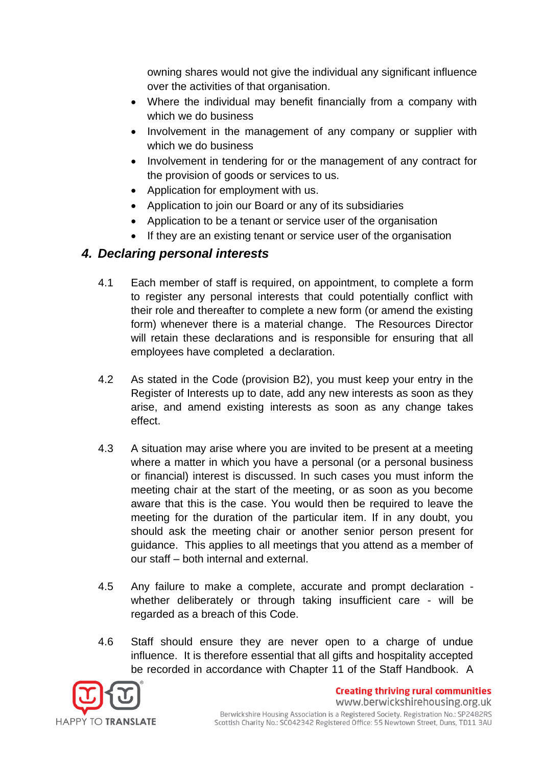owning shares would not give the individual any significant influence over the activities of that organisation.

- Where the individual may benefit financially from a company with which we do business
- Involvement in the management of any company or supplier with which we do business
- Involvement in tendering for or the management of any contract for the provision of goods or services to us.
- Application for employment with us.
- Application to join our Board or any of its subsidiaries
- Application to be a tenant or service user of the organisation
- If they are an existing tenant or service user of the organisation

## *4. Declaring personal interests*

4.1 Each member of staff is required, on appointment, to complete a form to register any personal interests that could potentially conflict with their role and thereafter to complete a new form (or amend the existing form) whenever there is a material change. The Resources Director will retain these declarations and is responsible for ensuring that all employees have completed a declaration.

4.2 As stated in the Code (provision B2), you must keep your entry in the Register of Interests up to date, add any new interests as soon as they arise, and amend existing interests as soon as any change takes effect.

4.3 A situation may arise where you are invited to be present at a meeting where a matter in which you have a personal (or a personal business or financial) interest is discussed. In such cases you must inform the meeting chair at the start of the meeting, or as soon as you become aware that this is the case. You would then be required to leave the meeting for the duration of the particular item. If in any doubt, you should ask the meeting chair or another senior person present for guidance. This applies to all meetings that you attend as a member of our staff – both internal and external.

4.5 Any failure to make a complete, accurate and prompt declaration - whether deliberately or through taking insufficient care - will be regarded as a breach of this Code.

4.6 Staff should ensure they are never open to a charge of undue influence. It is therefore essential that all gifts and hospitality accepted be recorded in accordance with Chapter 11 of the Staff Handbook. A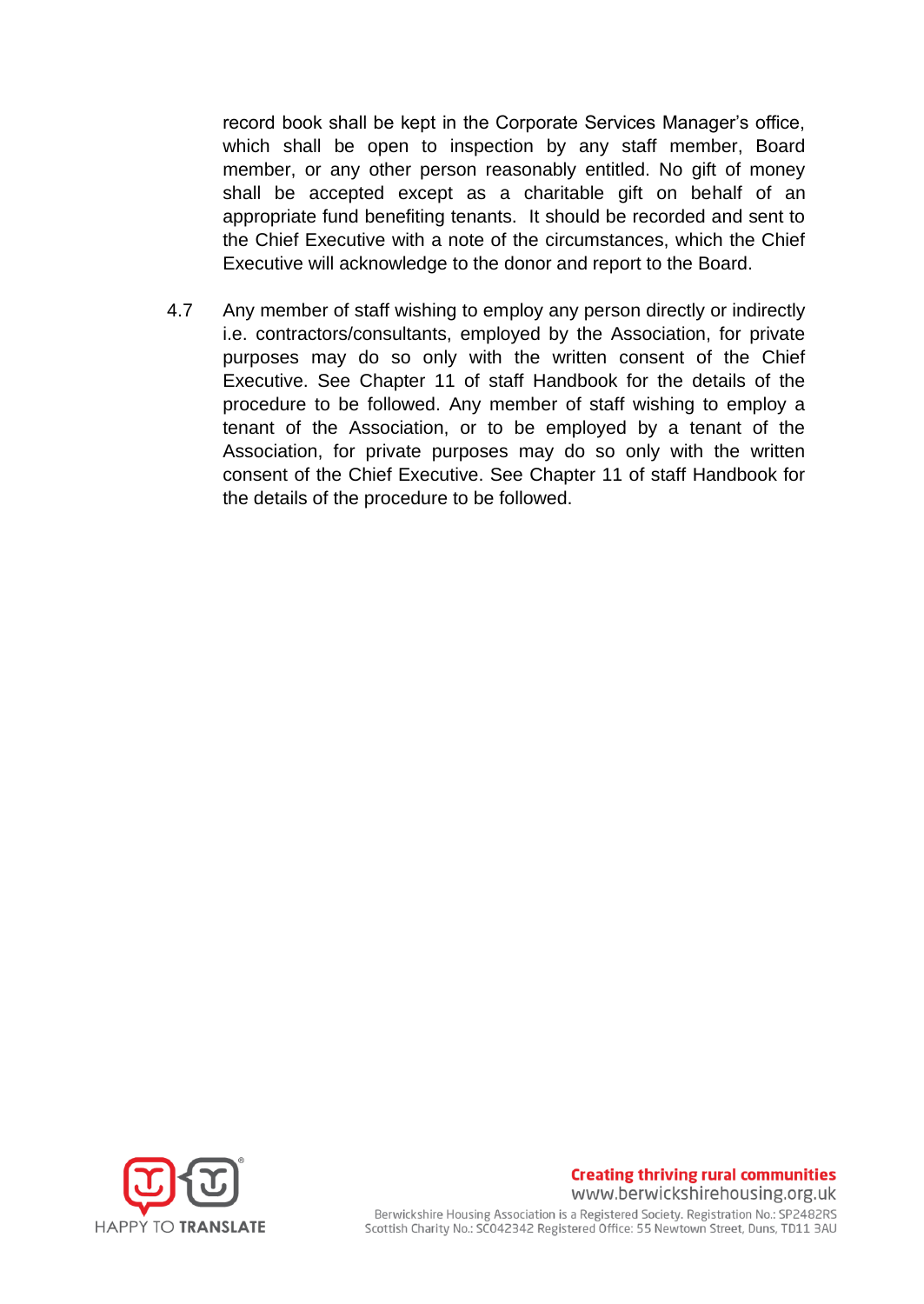record book shall be kept in the Corporate Services Manager's office, which shall be open to inspection by any staff member, Board member, or any other person reasonably entitled. No gift of money shall be accepted except as a charitable gift on behalf of an appropriate fund benefiting tenants. It should be recorded and sent to the Chief Executive with a note of the circumstances, which the Chief Executive will acknowledge to the donor and report to the Board.

4.7 Any member of staff wishing to employ any person directly or indirectly i.e. contractors/consultants, employed by the Association, for private purposes may do so only with the written consent of the Chief Executive. See Chapter 11 of staff Handbook for the details of the procedure to be followed. Any member of staff wishing to employ a tenant of the Association, or to be employed by a tenant of the Association, for private purposes may do so only with the written consent of the Chief Executive. See Chapter 11 of staff Handbook for the details of the procedure to be followed.